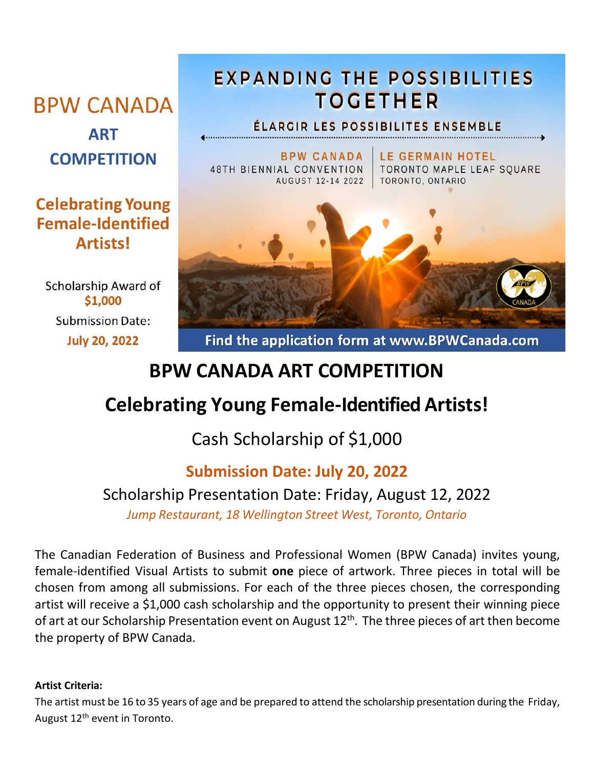BPW CANADA

**ART COMPETITION**

**Celebrating Young Female-Identified Artists!**

Scholarship Award of **$1,000**

Submission Date:

**July 20, 2022**

EXPANDING THE POSSIBILITIES TOGETHER

ÉLARGIR LES POSSIBILITES ENSEMBLE

BPW CANADA
48TH BIENNIAL CONVENTION
AUGUST 12-14 2022

LE GERMAIN HOTEL
TORONTO MAPLE LEAF SQUARE
TORONTO, ONTARIO

**Find the application form at www.BPWCanada.com**

# BPW CANADA ART COMPETITION

## Celebrating Young Female-Identified Artists!

Cash Scholarship of $1,000

**Submission Date: July 20, 2022**

Scholarship Presentation Date: Friday, August 12, 2022

*Jump Restaurant, 18 Wellington Street West, Toronto, Ontario*

The Canadian Federation of Business and Professional Women (BPW Canada) invites young, female-identified Visual Artists to submit **one** piece of artwork. Three pieces in total will be chosen from among all submissions. For each of the three pieces chosen, the corresponding artist will receive a $1,000 cash scholarship and the opportunity to present their winning piece of art at our Scholarship Presentation event on August 12th. The three pieces of art then become the property of BPW Canada.

**Artist Criteria:**

The artist must be 16 to 35 years of age and be prepared to attend the scholarship presentation during the Friday, August 12th event in Toronto.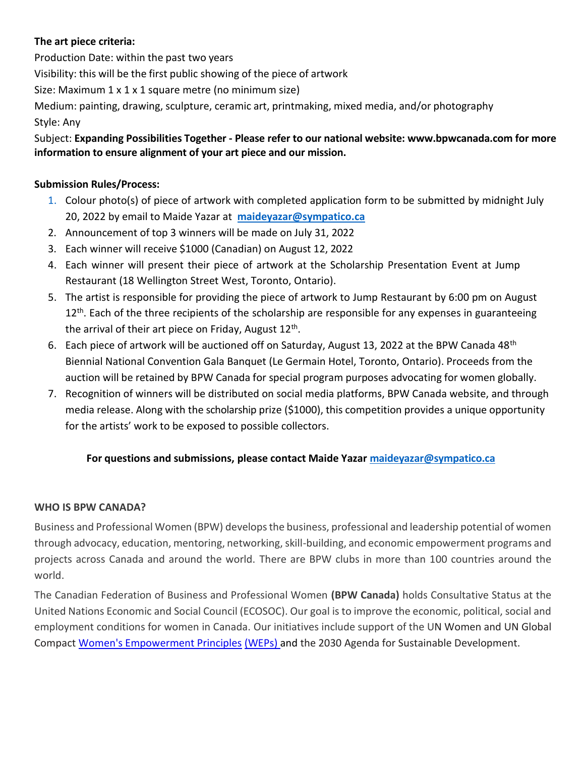**The art piece criteria:**

Production Date: within the past two years

Visibility: this will be the first public showing of the piece of artwork

Size: Maximum 1 x 1 x 1 square metre (no minimum size)

Medium: painting, drawing, sculpture, ceramic art, printmaking, mixed media, and/or photography

Style: Any

Subject: **Expanding Possibilities Together - Please refer to our national website: www.bpwcanada.com for more information to ensure alignment of your art piece and our mission.**

**Submission Rules/Process:**

1. Colour photo(s) of piece of artwork with completed application form to be submitted by midnight July 20, 2022 by email to Maide Yazar at **[maideyazar@sympatico.ca](mailto:maideyazar@sympatico.ca)**
2. Announcement of top 3 winners will be made on July 31, 2022
3. Each winner will receive $1000 (Canadian) on August 12, 2022
4. Each winner will present their piece of artwork at the Scholarship Presentation Event at Jump Restaurant (18 Wellington Street West, Toronto, Ontario).
5. The artist is responsible for providing the piece of artwork to Jump Restaurant by 6:00 pm on August 12th. Each of the three recipients of the scholarship are responsible for any expenses in guaranteeing the arrival of their art piece on Friday, August 12th.
6. Each piece of artwork will be auctioned off on Saturday, August 13, 2022 at the BPW Canada 48th Biennial National Convention Gala Banquet (Le Germain Hotel, Toronto, Ontario). Proceeds from the auction will be retained by BPW Canada for special program purposes advocating for women globally.
7. Recognition of winners will be distributed on social media platforms, BPW Canada website, and through media release. Along with the scholarship prize ($1000), this competition provides a unique opportunity for the artists' work to be exposed to possible collectors.

**For questions and submissions, please contact Maide Yazar [maideyazar@sympatico.ca](mailto:maideyazar@sympatico.ca)**

**WHO IS BPW CANADA?**

Business and Professional Women (BPW) develops the business, professional and leadership potential of women through advocacy, education, mentoring, networking, skill-building, and economic empowerment programs and projects across Canada and around the world. There are BPW clubs in more than 100 countries around the world.

The Canadian Federation of Business and Professional Women **(BPW Canada)** holds Consultative Status at the United Nations Economic and Social Council (ECOSOC). Our goal is to improve the economic, political, social and employment conditions for women in Canada. Our initiatives include support of the UN Women and UN Global Compact Women's Empowerment Principles (WEPs) and the 2030 Agenda for Sustainable Development.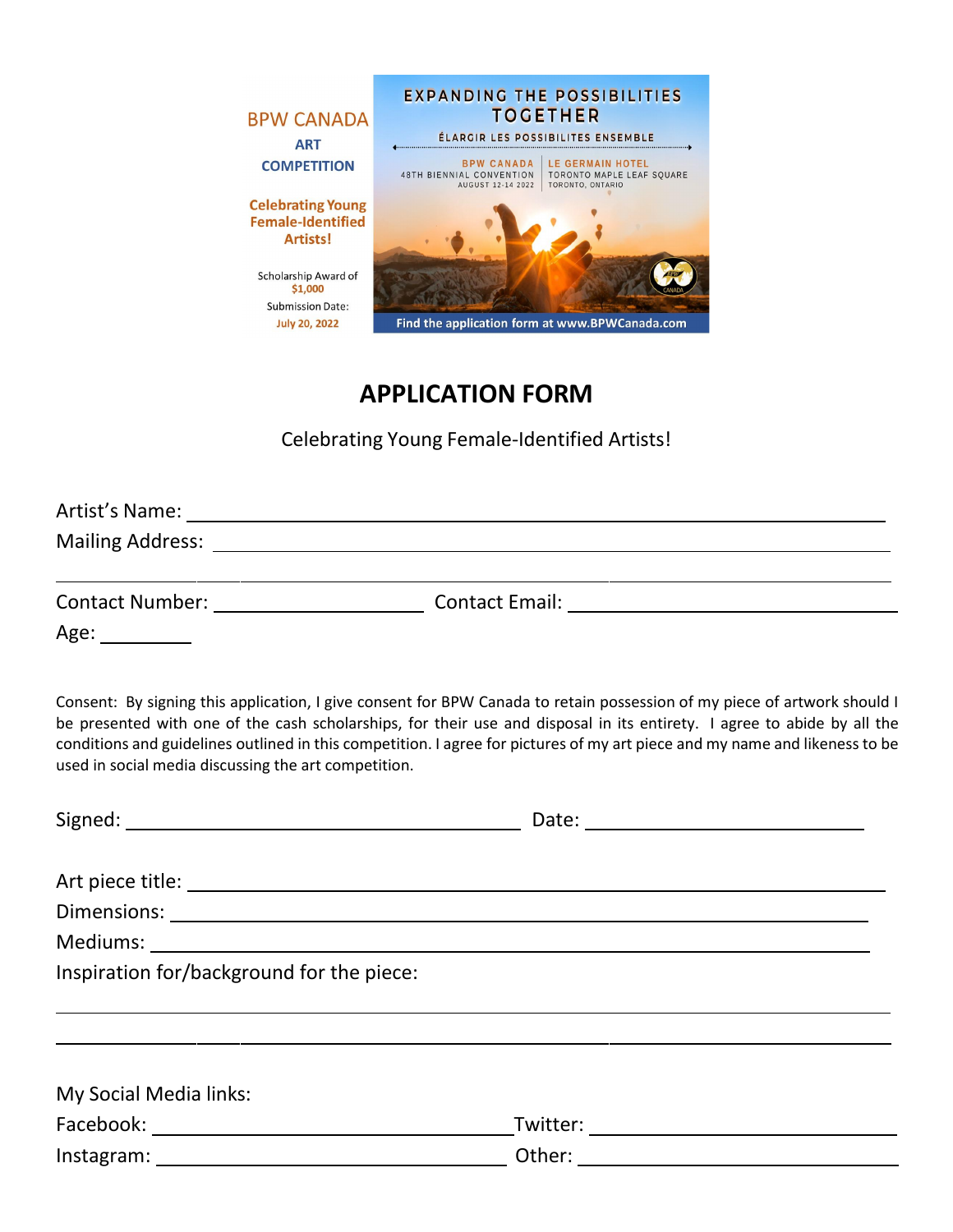BPW CANADA

ART COMPETITION

**Celebrating Young Female-Identified Artists!**

Scholarship Award of **$1,000**

Submission Date: **July 20, 2022**

EXPANDING THE POSSIBILITIES TOGETHER

ÉLARGIR LES POSSIBILITES ENSEMBLE

BPW CANADA
48TH BIENNIAL CONVENTION
AUGUST 12-14 2022

LE GERMAIN HOTEL
TORONTO MAPLE LEAF SQUARE
TORONTO, ONTARIO

Find the application form at www.BPWCanada.com

# APPLICATION FORM

Celebrating Young Female-Identified Artists!

Artist's Name: ______________________________________________

Mailing Address: ______________________________________________

______________________________________________

Contact Number: ____________________ Contact Email: ____________________________

Age: ________

Consent: By signing this application, I give consent for BPW Canada to retain possession of my piece of artwork should I be presented with one of the cash scholarships, for their use and disposal in its entirety. I agree to abide by all the conditions and guidelines outlined in this competition. I agree for pictures of my art piece and my name and likeness to be used in social media discussing the art competition.

Signed: ______________________________ Date: ______________________

Art piece title: ______________________________________________

Dimensions: ______________________________________________

Mediums: ______________________________________________

Inspiration for/background for the piece:

______________________________________________

______________________________________________

My Social Media links:

Facebook: ______________________________ Twitter: ______________________

Instagram: ______________________________ Other: ______________________